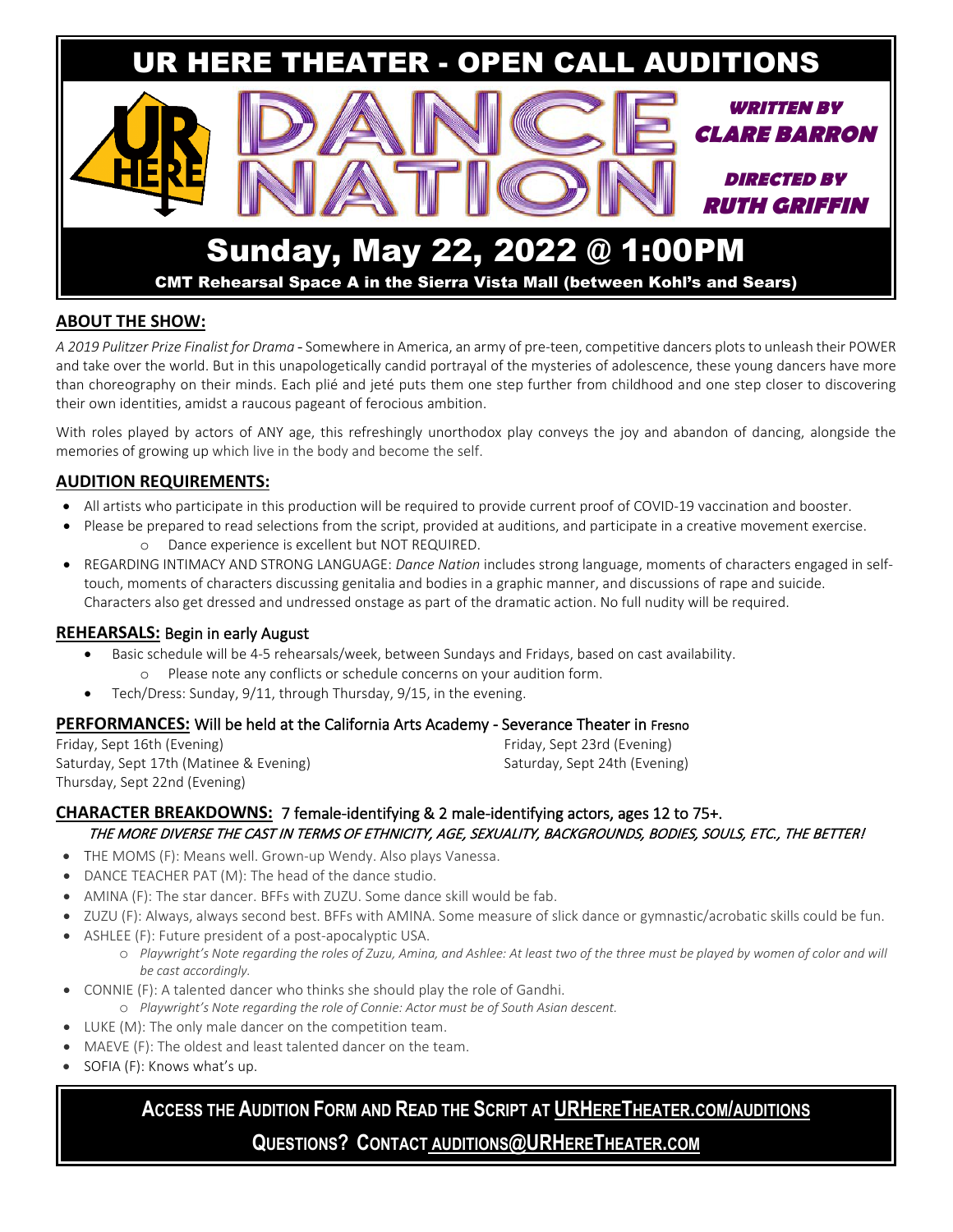# UR HERE THEATER - OPEN CALL AUDITIONS

# DANCE NATION

***WRITTEN BY CLARE BARRON***

***DIRECTED BY RUTH GRIFFIN***

## Sunday, May 22, 2022 @ 1:00PM

**CMT Rehearsal Space A in the Sierra Vista Mall (between Kohl's and Sears)**

## ABOUT THE SHOW:

*A 2019 Pulitzer Prize Finalist for Drama* - Somewhere in America, an army of pre-teen, competitive dancers plots to unleash their POWER and take over the world. But in this unapologetically candid portrayal of the mysteries of adolescence, these young dancers have more than choreography on their minds. Each plié and jeté puts them one step further from childhood and one step closer to discovering their own identities, amidst a raucous pageant of ferocious ambition.

With roles played by actors of ANY age, this refreshingly unorthodox play conveys the joy and abandon of dancing, alongside the memories of growing up which live in the body and become the self.

## AUDITION REQUIREMENTS:

- All artists who participate in this production will be required to provide current proof of COVID-19 vaccination and booster.
- Please be prepared to read selections from the script, provided at auditions, and participate in a creative movement exercise.
  - Dance experience is excellent but NOT REQUIRED.
- REGARDING INTIMACY AND STRONG LANGUAGE: *Dance Nation* includes strong language, moments of characters engaged in self-touch, moments of characters discussing genitalia and bodies in a graphic manner, and discussions of rape and suicide. Characters also get dressed and undressed onstage as part of the dramatic action. No full nudity will be required.

## REHEARSALS: Begin in early August

- Basic schedule will be 4-5 rehearsals/week, between Sundays and Fridays, based on cast availability.
  - Please note any conflicts or schedule concerns on your audition form.
- Tech/Dress: Sunday, 9/11, through Thursday, 9/15, in the evening.

## PERFORMANCES: Will be held at the California Arts Academy - Severance Theater in Fresno

Friday, Sept 16th (Evening)
Saturday, Sept 17th (Matinee & Evening)
Thursday, Sept 22nd (Evening)
Friday, Sept 23rd (Evening)
Saturday, Sept 24th (Evening)

## CHARACTER BREAKDOWNS: 7 female-identifying & 2 male-identifying actors, ages 12 to 75+.

*THE MORE DIVERSE THE CAST IN TERMS OF ETHNICITY, AGE, SEXUALITY, BACKGROUNDS, BODIES, SOULS, ETC., THE BETTER!*

- THE MOMS (F): Means well. Grown-up Wendy. Also plays Vanessa.
- DANCE TEACHER PAT (M): The head of the dance studio.
- AMINA (F): The star dancer. BFFs with ZUZU. Some dance skill would be fab.
- ZUZU (F): Always, always second best. BFFs with AMINA. Some measure of slick dance or gymnastic/acrobatic skills could be fun.
- ASHLEE (F): Future president of a post-apocalyptic USA.
  - *Playwright's Note regarding the roles of Zuzu, Amina, and Ashlee: At least two of the three must be played by women of color and will be cast accordingly.*
- CONNIE (F): A talented dancer who thinks she should play the role of Gandhi.
  - *Playwright's Note regarding the role of Connie: Actor must be of South Asian descent.*
- LUKE (M): The only male dancer on the competition team.
- MAEVE (F): The oldest and least talented dancer on the team.
- SOFIA (F): Knows what's up.

**ACCESS THE AUDITION FORM AND READ THE SCRIPT AT URHERETHEATER.COM/AUDITIONS**

**QUESTIONS? CONTACT AUDITIONS@URHERETHEATER.COM**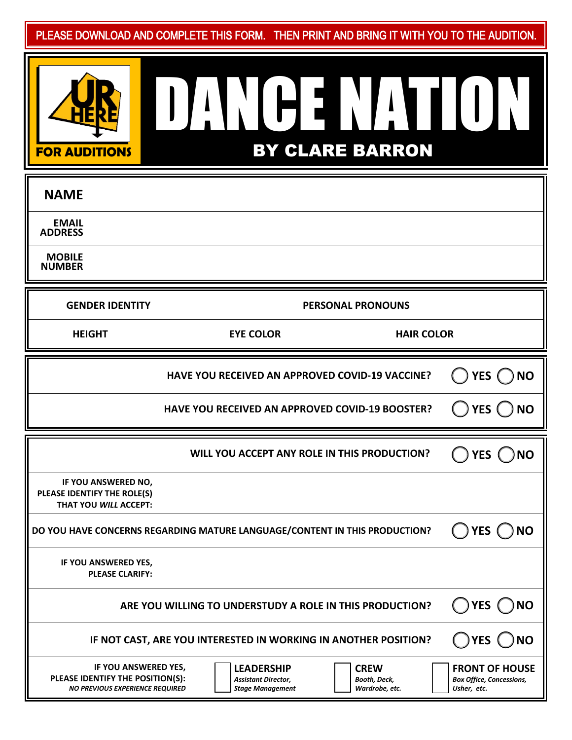PLEASE DOWNLOAD AND COMPLETE THIS FORM. THEN PRINT AND BRING IT WITH YOU TO THE AUDITION.

UR HERE FOR AUDITIONS

# DANCE NATION

## BY CLARE BARRON

| | |
|---|---|
| **NAME** | |
| **EMAIL ADDRESS** | |
| **MOBILE NUMBER** | |

| | | |
|---|---|---|
| **GENDER IDENTITY** | **PERSONAL PRONOUNS** | |
| **HEIGHT** | **EYE COLOR** | **HAIR COLOR** |

| | |
|---|---|
| **HAVE YOU RECEIVED AN APPROVED COVID-19 VACCINE?** | ◯ **YES** ◯ **NO** |
| **HAVE YOU RECEIVED AN APPROVED COVID-19 BOOSTER?** | ◯ **YES** ◯ **NO** |

| | |
|---|---|
| **WILL YOU ACCEPT ANY ROLE IN THIS PRODUCTION?** | ◯ **YES** ◯ **NO** |
| **IF YOU ANSWERED NO, PLEASE IDENTIFY THE ROLE(S) THAT YOU *WILL* ACCEPT:** | |
| **DO YOU HAVE CONCERNS REGARDING MATURE LANGUAGE/CONTENT IN THIS PRODUCTION?** | ◯ **YES** ◯ **NO** |
| **IF YOU ANSWERED YES, PLEASE CLARIFY:** | |
| **ARE YOU WILLING TO UNDERSTUDY A ROLE IN THIS PRODUCTION?** | ◯ **YES** ◯ **NO** |
| **IF NOT CAST, ARE YOU INTERESTED IN WORKING IN ANOTHER POSITION?** | ◯ **YES** ◯ **NO** |

| | | | |
|---|---|---|---|
| **IF YOU ANSWERED YES, PLEASE IDENTIFY THE POSITION(S):** ***NO PREVIOUS EXPERIENCE REQUIRED*** | ☐ **LEADERSHIP** *Assistant Director, Stage Management* | ☐ **CREW** *Booth, Deck, Wardrobe, etc.* | ☐ **FRONT OF HOUSE** *Box Office, Concessions, Usher, etc.* |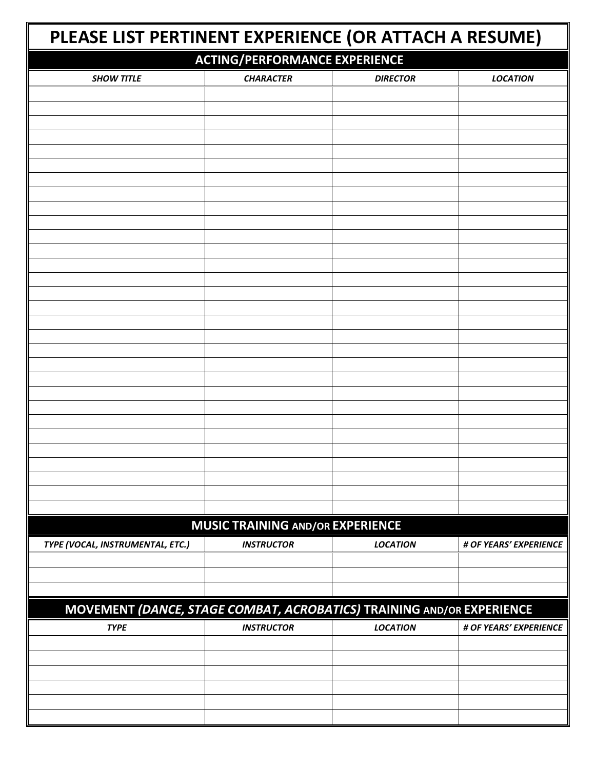# PLEASE LIST PERTINENT EXPERIENCE (OR ATTACH A RESUME)

## ACTING/PERFORMANCE EXPERIENCE

| ***SHOW TITLE*** | ***CHARACTER*** | ***DIRECTOR*** | ***LOCATION*** |
|---|---|---|---|
| | | | |
| | | | |
| | | | |
| | | | |
| | | | |
| | | | |
| | | | |
| | | | |
| | | | |
| | | | |
| | | | |
| | | | |
| | | | |
| | | | |
| | | | |
| | | | |
| | | | |
| | | | |
| | | | |
| | | | |
| | | | |
| | | | |
| | | | |
| | | | |
| | | | |
| | | | |
| | | | |
| | | | |
| | | | |
| | | | |

## MUSIC TRAINING AND/OR EXPERIENCE

| ***TYPE (VOCAL, INSTRUMENTAL, ETC.)*** | ***INSTRUCTOR*** | ***LOCATION*** | ***# OF YEARS' EXPERIENCE*** |
|---|---|---|---|
| | | | |
| | | | |
| | | | |

## MOVEMENT *(DANCE, STAGE COMBAT, ACROBATICS)* TRAINING AND/OR EXPERIENCE

| ***TYPE*** | ***INSTRUCTOR*** | ***LOCATION*** | ***# OF YEARS' EXPERIENCE*** |
|---|---|---|---|
| | | | |
| | | | |
| | | | |
| | | | |
| | | | |
| | | | |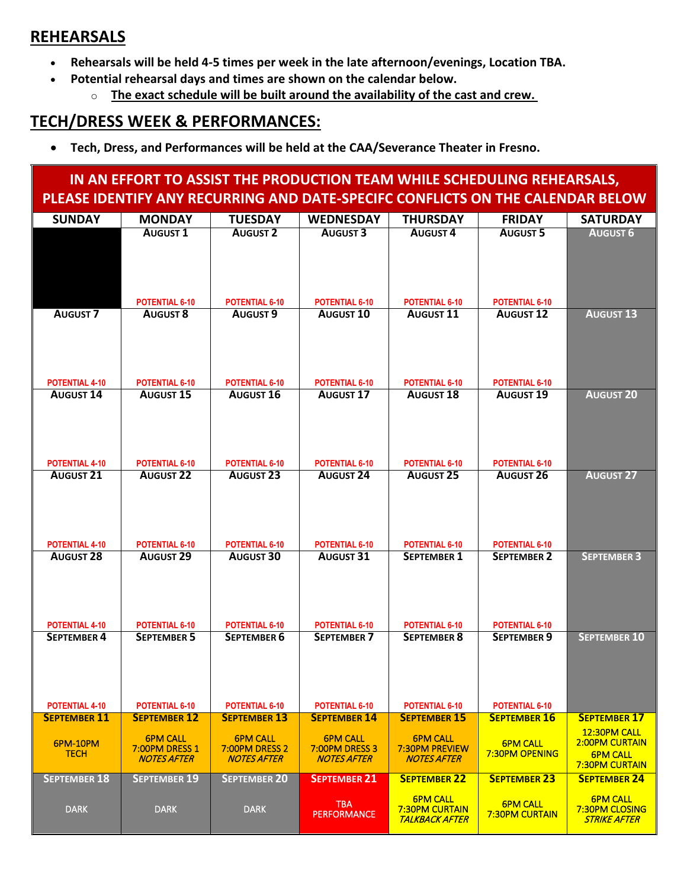## REHEARSALS

- **Rehearsals will be held 4-5 times per week in the late afternoon/evenings, Location TBA.**
- **Potential rehearsal days and times are shown on the calendar below.**
  - **The exact schedule will be built around the availability of the cast and crew.**

## TECH/DRESS WEEK & PERFORMANCES:

- **Tech, Dress, and Performances will be held at the CAA/Severance Theater in Fresno.**

**IN AN EFFORT TO ASSIST THE PRODUCTION TEAM WHILE SCHEDULING REHEARSALS, PLEASE IDENTIFY ANY RECURRING AND DATE-SPECIFC CONFLICTS ON THE CALENDAR BELOW**

| SUNDAY | MONDAY | TUESDAY | WEDNESDAY | THURSDAY | FRIDAY | SATURDAY |
|---|---|---|---|---|---|---|
| | AUGUST 1<br>POTENTIAL 6-10 | AUGUST 2<br>POTENTIAL 6-10 | AUGUST 3<br>POTENTIAL 6-10 | AUGUST 4<br>POTENTIAL 6-10 | AUGUST 5<br>POTENTIAL 6-10 | AUGUST 6 |
| AUGUST 7<br>POTENTIAL 4-10 | AUGUST 8<br>POTENTIAL 6-10 | AUGUST 9<br>POTENTIAL 6-10 | AUGUST 10<br>POTENTIAL 6-10 | AUGUST 11<br>POTENTIAL 6-10 | AUGUST 12<br>POTENTIAL 6-10 | AUGUST 13 |
| AUGUST 14<br>POTENTIAL 4-10 | AUGUST 15<br>POTENTIAL 6-10 | AUGUST 16<br>POTENTIAL 6-10 | AUGUST 17<br>POTENTIAL 6-10 | AUGUST 18<br>POTENTIAL 6-10 | AUGUST 19<br>POTENTIAL 6-10 | AUGUST 20 |
| AUGUST 21<br>POTENTIAL 4-10 | AUGUST 22<br>POTENTIAL 6-10 | AUGUST 23<br>POTENTIAL 6-10 | AUGUST 24<br>POTENTIAL 6-10 | AUGUST 25<br>POTENTIAL 6-10 | AUGUST 26<br>POTENTIAL 6-10 | AUGUST 27 |
| AUGUST 28<br>POTENTIAL 4-10 | AUGUST 29<br>POTENTIAL 6-10 | AUGUST 30<br>POTENTIAL 6-10 | AUGUST 31<br>POTENTIAL 6-10 | SEPTEMBER 1<br>POTENTIAL 6-10 | SEPTEMBER 2<br>POTENTIAL 6-10 | SEPTEMBER 3 |
| SEPTEMBER 4<br>POTENTIAL 4-10 | SEPTEMBER 5<br>POTENTIAL 6-10 | SEPTEMBER 6<br>POTENTIAL 6-10 | SEPTEMBER 7<br>POTENTIAL 6-10 | SEPTEMBER 8<br>POTENTIAL 6-10 | SEPTEMBER 9<br>POTENTIAL 6-10 | SEPTEMBER 10 |
| SEPTEMBER 11<br>6PM-10PM TECH | SEPTEMBER 12<br>6PM CALL<br>7:00PM DRESS 1<br>*NOTES AFTER* | SEPTEMBER 13<br>6PM CALL<br>7:00PM DRESS 2<br>*NOTES AFTER* | SEPTEMBER 14<br>6PM CALL<br>7:00PM DRESS 3<br>*NOTES AFTER* | SEPTEMBER 15<br>6PM CALL<br>7:30PM PREVIEW<br>*NOTES AFTER* | SEPTEMBER 16<br>6PM CALL<br>7:30PM OPENING | SEPTEMBER 17<br>12:30PM CALL<br>2:00PM CURTAIN<br>6PM CALL<br>7:30PM CURTAIN |
| SEPTEMBER 18<br>DARK | SEPTEMBER 19<br>DARK | SEPTEMBER 20<br>DARK | SEPTEMBER 21<br>TBA PERFORMANCE | SEPTEMBER 22<br>6PM CALL<br>7:30PM CURTAIN<br>*TALKBACK AFTER* | SEPTEMBER 23<br>6PM CALL<br>7:30PM CURTAIN | SEPTEMBER 24<br>6PM CALL<br>7:30PM CLOSING<br>*STRIKE AFTER* |